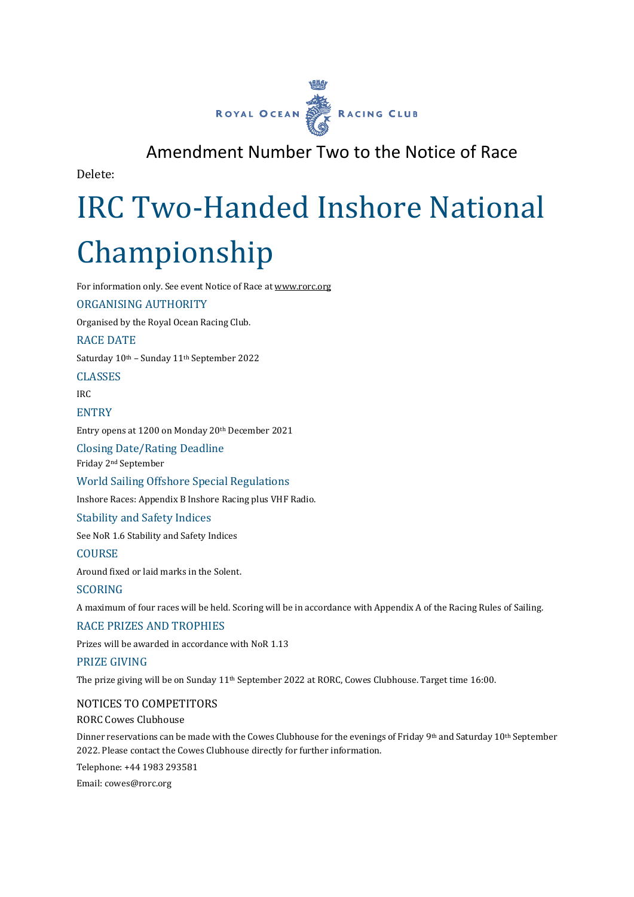ROYAL OCEAN RACING CLUB

# Amendment Number Two to the Notice of Race

Delete:

# IRC Two-Handed Inshore National Championship

For information only. See event Notice of Race at www.rorc.org

## ORGANISING AUTHORITY

Organised by the Royal Ocean Racing Club.

## RACE DATE

Saturday 10th – Sunday 11th September 2022

## CLASSES

IRC

## ENTRY

Entry opens at 1200 on Monday 20th December 2021

## Closing Date/Rating Deadline

Friday 2nd September

## World Sailing Offshore Special Regulations

Inshore Races: Appendix B Inshore Racing plus VHF Radio.

## Stability and Safety Indices

See NoR 1.6 Stability and Safety Indices

## COURSE

Around fixed or laid marks in the Solent.

## SCORING

A maximum of four races will be held. Scoring will be in accordance with Appendix A of the Racing Rules of Sailing.

## RACE PRIZES AND TROPHIES

Prizes will be awarded in accordance with NoR 1.13

## PRIZE GIVING

The prize giving will be on Sunday 11th September 2022 at RORC, Cowes Clubhouse. Target time 16:00.

### NOTICES TO COMPETITORS

RORC Cowes Clubhouse

Dinner reservations can be made with the Cowes Clubhouse for the evenings of Friday 9th and Saturday 10th September 2022. Please contact the Cowes Clubhouse directly for further information.

Telephone: +44 1983 293581

Email: cowes@rorc.org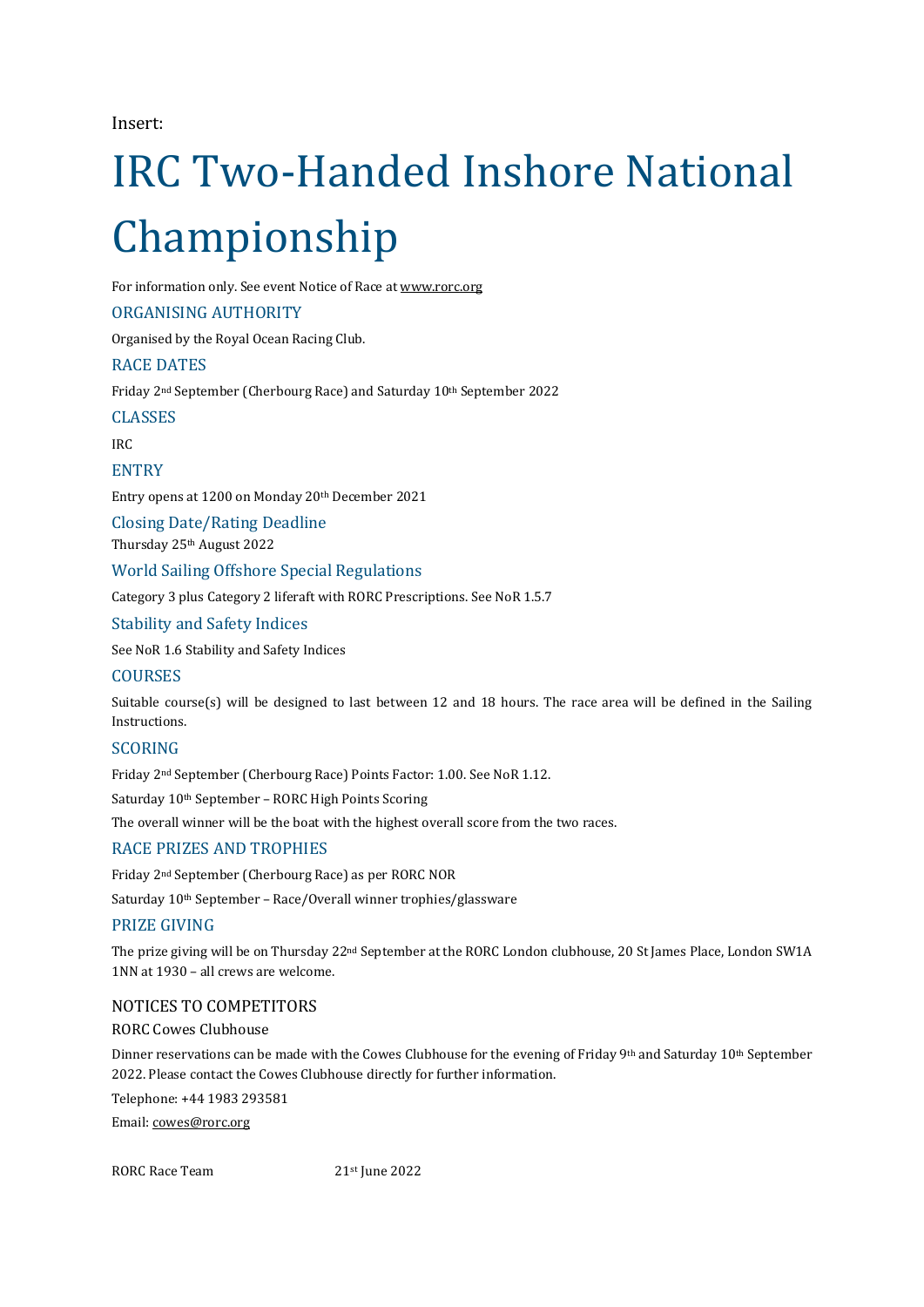Insert:

# IRC Two-Handed Inshore National Championship

For information only. See event Notice of Race at www.rorc.org

## ORGANISING AUTHORITY

Organised by the Royal Ocean Racing Club.

## RACE DATES

Friday 2nd September (Cherbourg Race) and Saturday 10th September 2022

## CLASSES

IRC

## ENTRY

Entry opens at 1200 on Monday 20th December 2021

## Closing Date/Rating Deadline

Thursday 25th August 2022

## World Sailing Offshore Special Regulations

Category 3 plus Category 2 liferaft with RORC Prescriptions. See NoR 1.5.7

## Stability and Safety Indices

See NoR 1.6 Stability and Safety Indices

## COURSES

Suitable course(s) will be designed to last between 12 and 18 hours. The race area will be defined in the Sailing Instructions.

## SCORING

Friday 2nd September (Cherbourg Race) Points Factor: 1.00. See NoR 1.12.

Saturday 10th September – RORC High Points Scoring

The overall winner will be the boat with the highest overall score from the two races.

## RACE PRIZES AND TROPHIES

Friday 2nd September (Cherbourg Race) as per RORC NOR

Saturday 10th September – Race/Overall winner trophies/glassware

## PRIZE GIVING

The prize giving will be on Thursday 22nd September at the RORC London clubhouse, 20 St James Place, London SW1A 1NN at 1930 – all crews are welcome.

## NOTICES TO COMPETITORS

### RORC Cowes Clubhouse

Dinner reservations can be made with the Cowes Clubhouse for the evening of Friday 9th and Saturday 10th September 2022. Please contact the Cowes Clubhouse directly for further information.

Telephone: +44 1983 293581

Email: cowes@rorc.org

RORC Race Team 21st June 2022